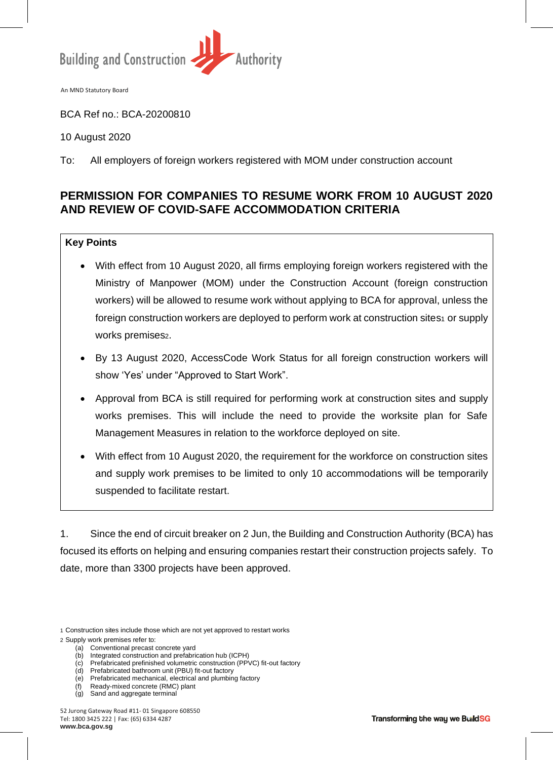Building and Construction Authority

An MND Statutory Board

BCA Ref no.: BCA-20200810

10 August 2020

To: All employers of foreign workers registered with MOM under construction account

## PERMISSION FOR COMPANIES TO RESUME WORK FROM 10 AUGUST 2020 AND REVIEW OF COVID-SAFE ACCOMMODATION CRITERIA

**Key Points**

- With effect from 10 August 2020, all firms employing foreign workers registered with the Ministry of Manpower (MOM) under the Construction Account (foreign construction workers) will be allowed to resume work without applying to BCA for approval, unless the foreign construction workers are deployed to perform work at construction sites[1] or supply works premises[2].
- By 13 August 2020, AccessCode Work Status for all foreign construction workers will show 'Yes' under "Approved to Start Work".
- Approval from BCA is still required for performing work at construction sites and supply works premises. This will include the need to provide the worksite plan for Safe Management Measures in relation to the workforce deployed on site.
- With effect from 10 August 2020, the requirement for the workforce on construction sites and supply work premises to be limited to only 10 accommodations will be temporarily suspended to facilitate restart.

1. Since the end of circuit breaker on 2 Jun, the Building and Construction Authority (BCA) has focused its efforts on helping and ensuring companies restart their construction projects safely. To date, more than 3300 projects have been approved.

[1] Construction sites include those which are not yet approved to restart works

[2] Supply work premises refer to:

(a) Conventional precast concrete yard
(b) Integrated construction and prefabrication hub (ICPH)
(c) Prefabricated prefinished volumetric construction (PPVC) fit-out factory
(d) Prefabricated bathroom unit (PBU) fit-out factory
(e) Prefabricated mechanical, electrical and plumbing factory
(f) Ready-mixed concrete (RMC) plant
(g) Sand and aggregate terminal

52 Jurong Gateway Road #11- 01 Singapore 608550
Tel: 1800 3425 222 | Fax: (65) 6334 4287
**www.bca.gov.sg**

Transforming the way we BuildSG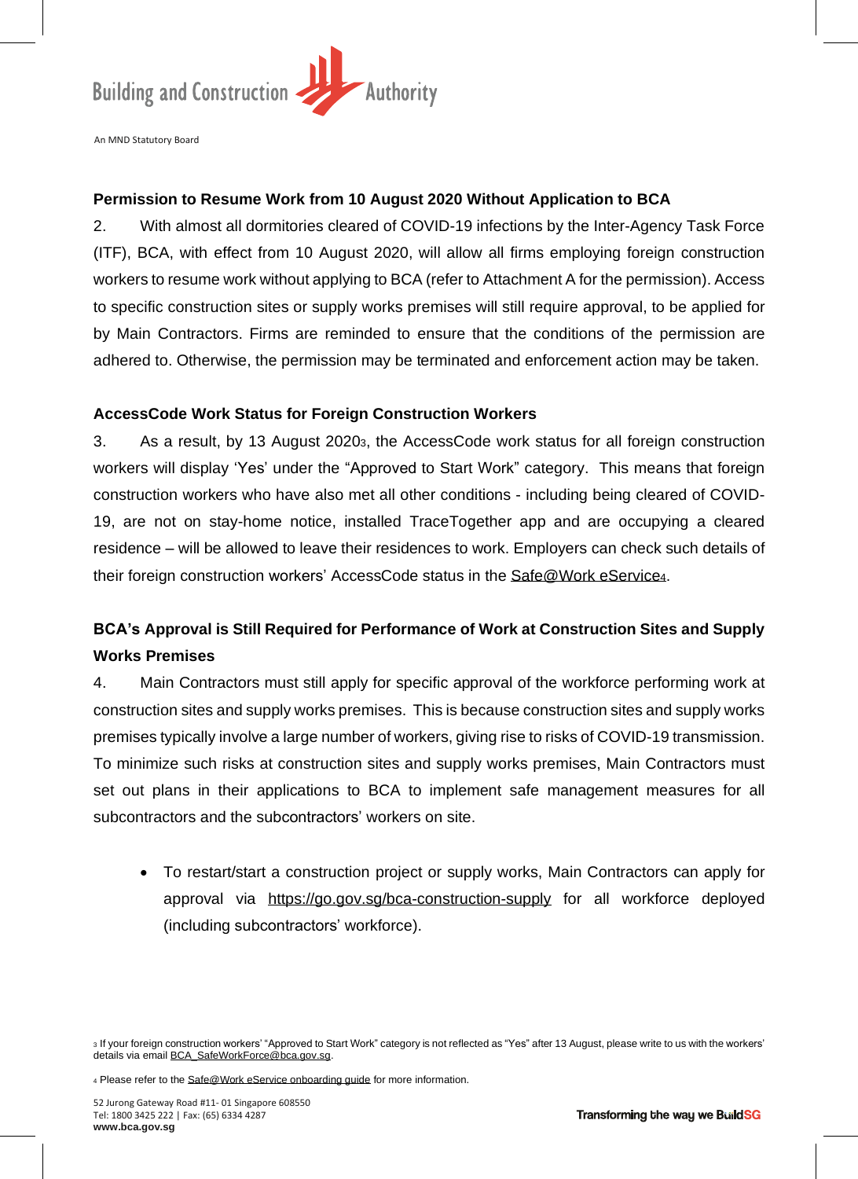**Permission to Resume Work from 10 August 2020 Without Application to BCA**

2. With almost all dormitories cleared of COVID-19 infections by the Inter-Agency Task Force (ITF), BCA, with effect from 10 August 2020, will allow all firms employing foreign construction workers to resume work without applying to BCA (refer to Attachment A for the permission). Access to specific construction sites or supply works premises will still require approval, to be applied for by Main Contractors. Firms are reminded to ensure that the conditions of the permission are adhered to. Otherwise, the permission may be terminated and enforcement action may be taken.

**AccessCode Work Status for Foreign Construction Workers**

3. As a result, by 13 August 2020[3], the AccessCode work status for all foreign construction workers will display 'Yes' under the "Approved to Start Work" category. This means that foreign construction workers who have also met all other conditions - including being cleared of COVID-19, are not on stay-home notice, installed TraceTogether app and are occupying a cleared residence – will be allowed to leave their residences to work. Employers can check such details of their foreign construction workers' AccessCode status in the Safe@Work eService[4].

**BCA's Approval is Still Required for Performance of Work at Construction Sites and Supply Works Premises**

4. Main Contractors must still apply for specific approval of the workforce performing work at construction sites and supply works premises. This is because construction sites and supply works premises typically involve a large number of workers, giving rise to risks of COVID-19 transmission. To minimize such risks at construction sites and supply works premises, Main Contractors must set out plans in their applications to BCA to implement safe management measures for all subcontractors and the subcontractors' workers on site.

- To restart/start a construction project or supply works, Main Contractors can apply for approval via https://go.gov.sg/bca-construction-supply for all workforce deployed (including subcontractors' workforce).

[3] If your foreign construction workers' "Approved to Start Work" category is not reflected as "Yes" after 13 August, please write to us with the workers' details via email BCA_SafeWorkForce@bca.gov.sg.

[4] Please refer to the Safe@Work eService onboarding guide for more information.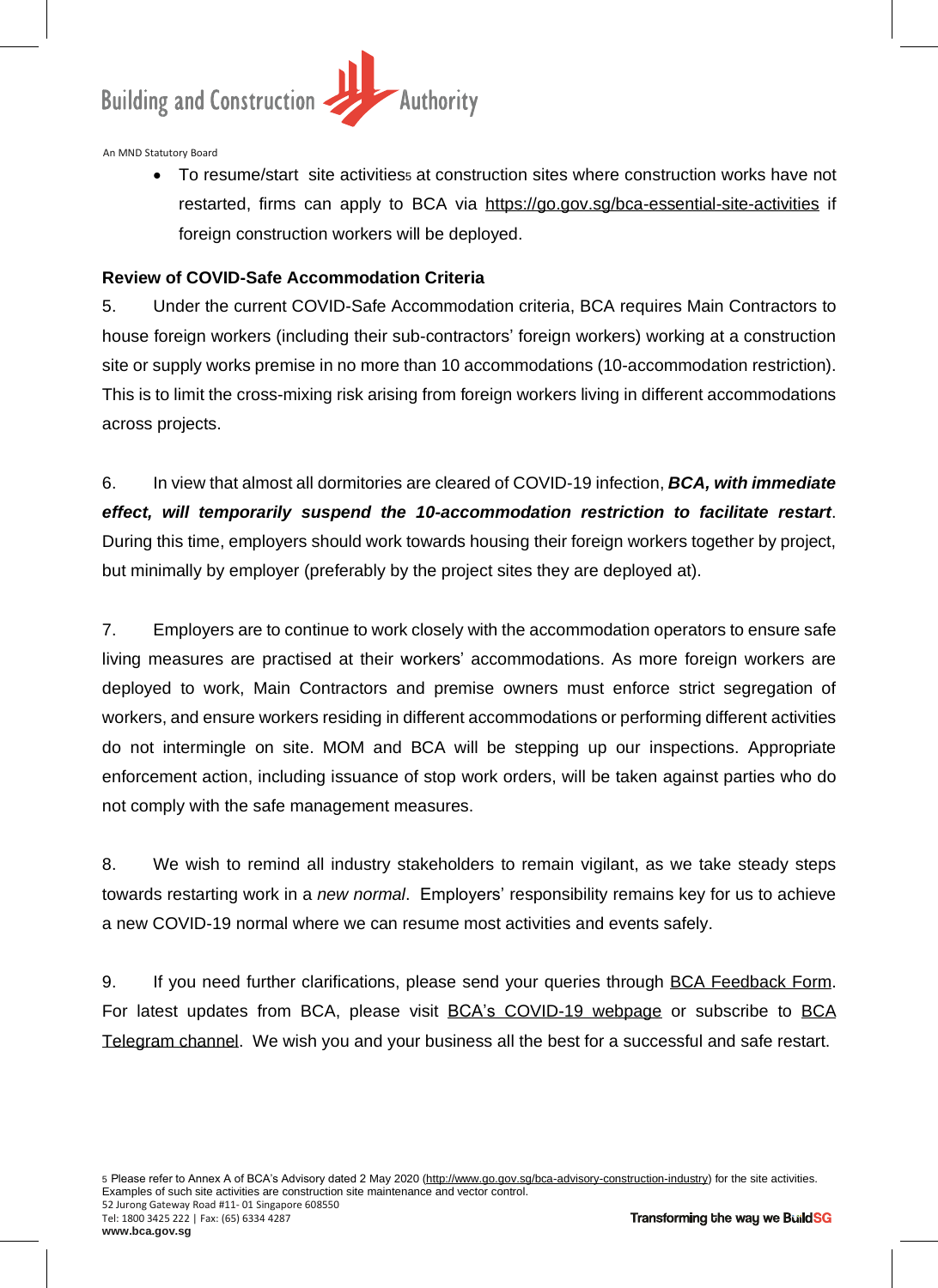- To resume/start site activities[5] at construction sites where construction works have not restarted, firms can apply to BCA via https://go.gov.sg/bca-essential-site-activities if foreign construction workers will be deployed.

**Review of COVID-Safe Accommodation Criteria**

5. Under the current COVID-Safe Accommodation criteria, BCA requires Main Contractors to house foreign workers (including their sub-contractors' foreign workers) working at a construction site or supply works premise in no more than 10 accommodations (10-accommodation restriction). This is to limit the cross-mixing risk arising from foreign workers living in different accommodations across projects.

6. In view that almost all dormitories are cleared of COVID-19 infection, ***BCA, with immediate effect, will temporarily suspend the 10-accommodation restriction to facilitate restart***. During this time, employers should work towards housing their foreign workers together by project, but minimally by employer (preferably by the project sites they are deployed at).

7. Employers are to continue to work closely with the accommodation operators to ensure safe living measures are practised at their workers' accommodations. As more foreign workers are deployed to work, Main Contractors and premise owners must enforce strict segregation of workers, and ensure workers residing in different accommodations or performing different activities do not intermingle on site. MOM and BCA will be stepping up our inspections. Appropriate enforcement action, including issuance of stop work orders, will be taken against parties who do not comply with the safe management measures.

8. We wish to remind all industry stakeholders to remain vigilant, as we take steady steps towards restarting work in a *new normal*. Employers' responsibility remains key for us to achieve a new COVID-19 normal where we can resume most activities and events safely.

9. If you need further clarifications, please send your queries through BCA Feedback Form. For latest updates from BCA, please visit BCA's COVID-19 webpage or subscribe to BCA Telegram channel. We wish you and your business all the best for a successful and safe restart.

[5] Please refer to Annex A of BCA's Advisory dated 2 May 2020 (http://www.go.gov.sg/bca-advisory-construction-industry) for the site activities. Examples of such site activities are construction site maintenance and vector control.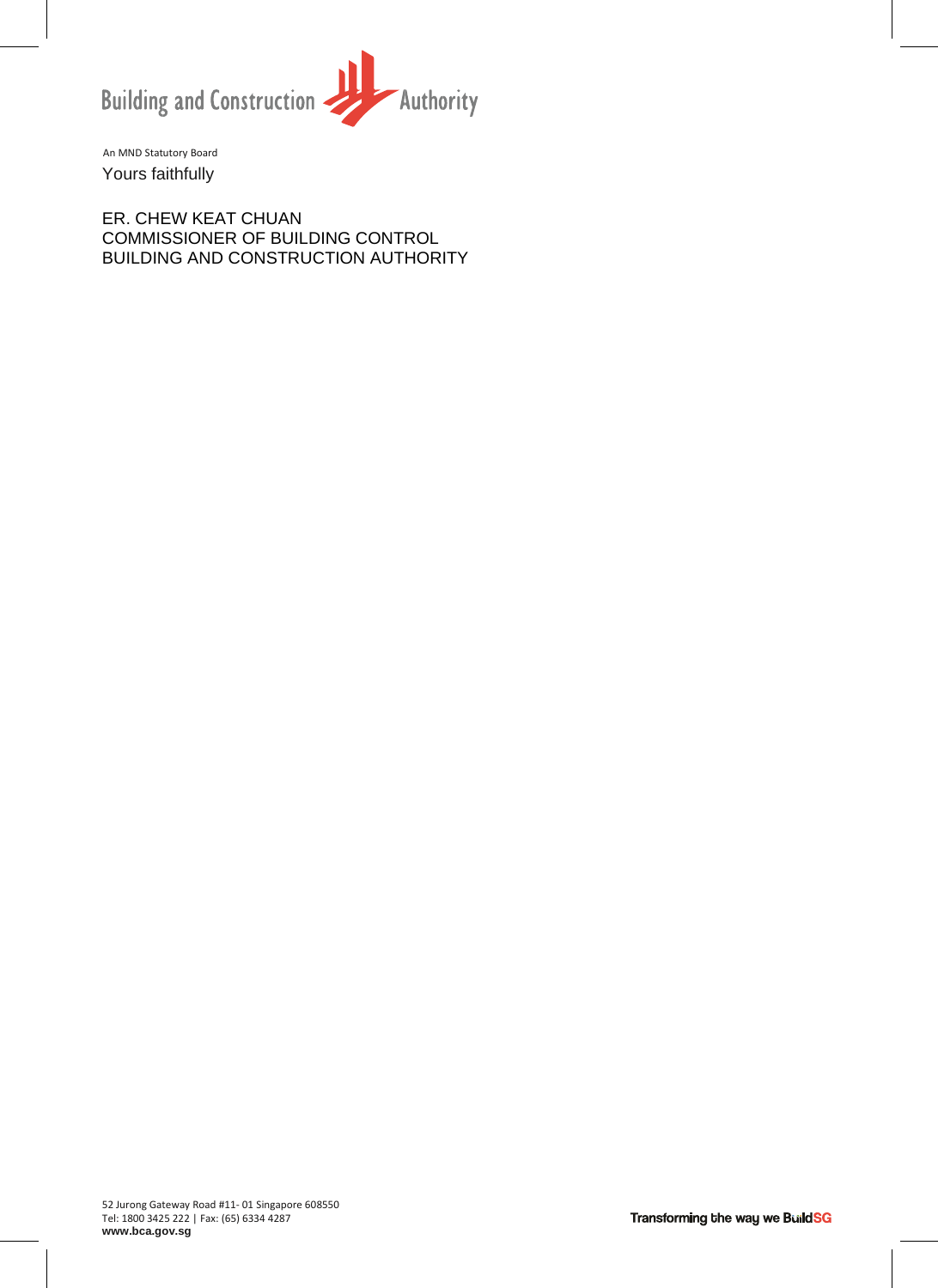Building and Construction Authority

An MND Statutory Board

Yours faithfully

ER. CHEW KEAT CHUAN
COMMISSIONER OF BUILDING CONTROL
BUILDING AND CONSTRUCTION AUTHORITY

52 Jurong Gateway Road #11- 01 Singapore 608550
Tel: 1800 3425 222 | Fax: (65) 6334 4287
**www.bca.gov.sg**

**Transforming the way we BuildSG**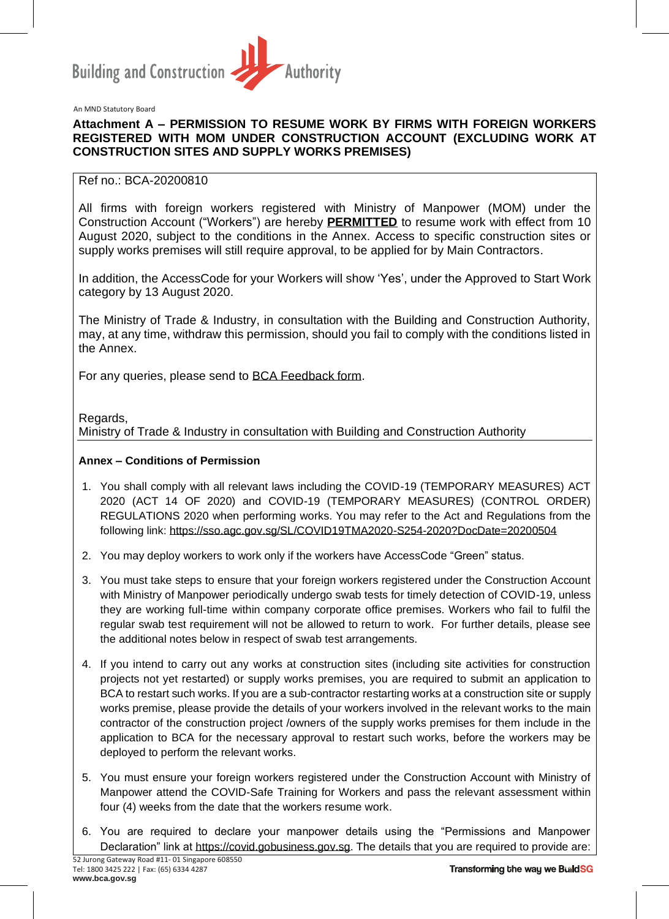Building and Construction Authority

An MND Statutory Board

**Attachment A – PERMISSION TO RESUME WORK BY FIRMS WITH FOREIGN WORKERS REGISTERED WITH MOM UNDER CONSTRUCTION ACCOUNT (EXCLUDING WORK AT CONSTRUCTION SITES AND SUPPLY WORKS PREMISES)**

Ref no.: BCA-20200810

All firms with foreign workers registered with Ministry of Manpower (MOM) under the Construction Account ("Workers") are hereby **PERMITTED** to resume work with effect from 10 August 2020, subject to the conditions in the Annex. Access to specific construction sites or supply works premises will still require approval, to be applied for by Main Contractors.

In addition, the AccessCode for your Workers will show 'Yes', under the Approved to Start Work category by 13 August 2020.

The Ministry of Trade & Industry, in consultation with the Building and Construction Authority, may, at any time, withdraw this permission, should you fail to comply with the conditions listed in the Annex.

For any queries, please send to BCA Feedback form.

Regards,
Ministry of Trade & Industry in consultation with Building and Construction Authority

**Annex – Conditions of Permission**

1. You shall comply with all relevant laws including the COVID-19 (TEMPORARY MEASURES) ACT 2020 (ACT 14 OF 2020) and COVID-19 (TEMPORARY MEASURES) (CONTROL ORDER) REGULATIONS 2020 when performing works. You may refer to the Act and Regulations from the following link: https://sso.agc.gov.sg/SL/COVID19TMA2020-S254-2020?DocDate=20200504

2. You may deploy workers to work only if the workers have AccessCode "Green" status.

3. You must take steps to ensure that your foreign workers registered under the Construction Account with Ministry of Manpower periodically undergo swab tests for timely detection of COVID-19, unless they are working full-time within company corporate office premises. Workers who fail to fulfil the regular swab test requirement will not be allowed to return to work. For further details, please see the additional notes below in respect of swab test arrangements.

4. If you intend to carry out any works at construction sites (including site activities for construction projects not yet restarted) or supply works premises, you are required to submit an application to BCA to restart such works. If you are a sub-contractor restarting works at a construction site or supply works premise, please provide the details of your workers involved in the relevant works to the main contractor of the construction project /owners of the supply works premises for them include in the application to BCA for the necessary approval to restart such works, before the workers may be deployed to perform the relevant works.

5. You must ensure your foreign workers registered under the Construction Account with Ministry of Manpower attend the COVID-Safe Training for Workers and pass the relevant assessment within four (4) weeks from the date that the workers resume work.

6. You are required to declare your manpower details using the "Permissions and Manpower Declaration" link at https://covid.gobusiness.gov.sg. The details that you are required to provide are: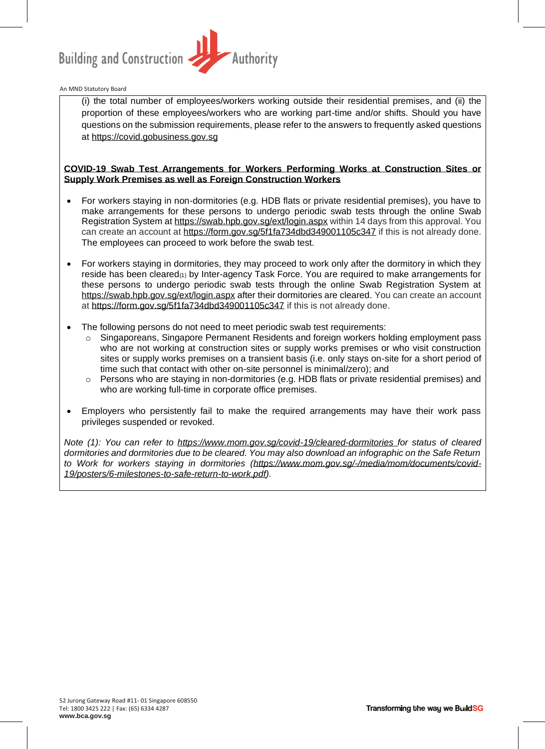(i) the total number of employees/workers working outside their residential premises, and (ii) the proportion of these employees/workers who are working part-time and/or shifts. Should you have questions on the submission requirements, please refer to the answers to frequently asked questions at https://covid.gobusiness.gov.sg

**COVID-19 Swab Test Arrangements for Workers Performing Works at Construction Sites or Supply Work Premises as well as Foreign Construction Workers**

- For workers staying in non-dormitories (e.g. HDB flats or private residential premises), you have to make arrangements for these persons to undergo periodic swab tests through the online Swab Registration System at https://swab.hpb.gov.sg/ext/login.aspx within 14 days from this approval. You can create an account at https://form.gov.sg/5f1fa734dbd349001105c347 if this is not already done. The employees can proceed to work before the swab test.

- For workers staying in dormitories, they may proceed to work only after the dormitory in which they reside has been cleared(1) by Inter-agency Task Force. You are required to make arrangements for these persons to undergo periodic swab tests through the online Swab Registration System at https://swab.hpb.gov.sg/ext/login.aspx after their dormitories are cleared. You can create an account at https://form.gov.sg/5f1fa734dbd349001105c347 if this is not already done.

- The following persons do not need to meet periodic swab test requirements:
  - Singaporeans, Singapore Permanent Residents and foreign workers holding employment pass who are not working at construction sites or supply works premises or who visit construction sites or supply works premises on a transient basis (i.e. only stays on-site for a short period of time such that contact with other on-site personnel is minimal/zero); and
  - Persons who are staying in non-dormitories (e.g. HDB flats or private residential premises) and who are working full-time in corporate office premises.

- Employers who persistently fail to make the required arrangements may have their work pass privileges suspended or revoked.

*Note (1): You can refer to https://www.mom.gov.sg/covid-19/cleared-dormitories for status of cleared dormitories and dormitories due to be cleared. You may also download an infographic on the Safe Return to Work for workers staying in dormitories (https://www.mom.gov.sg/-/media/mom/documents/covid-19/posters/6-milestones-to-safe-return-to-work.pdf).*